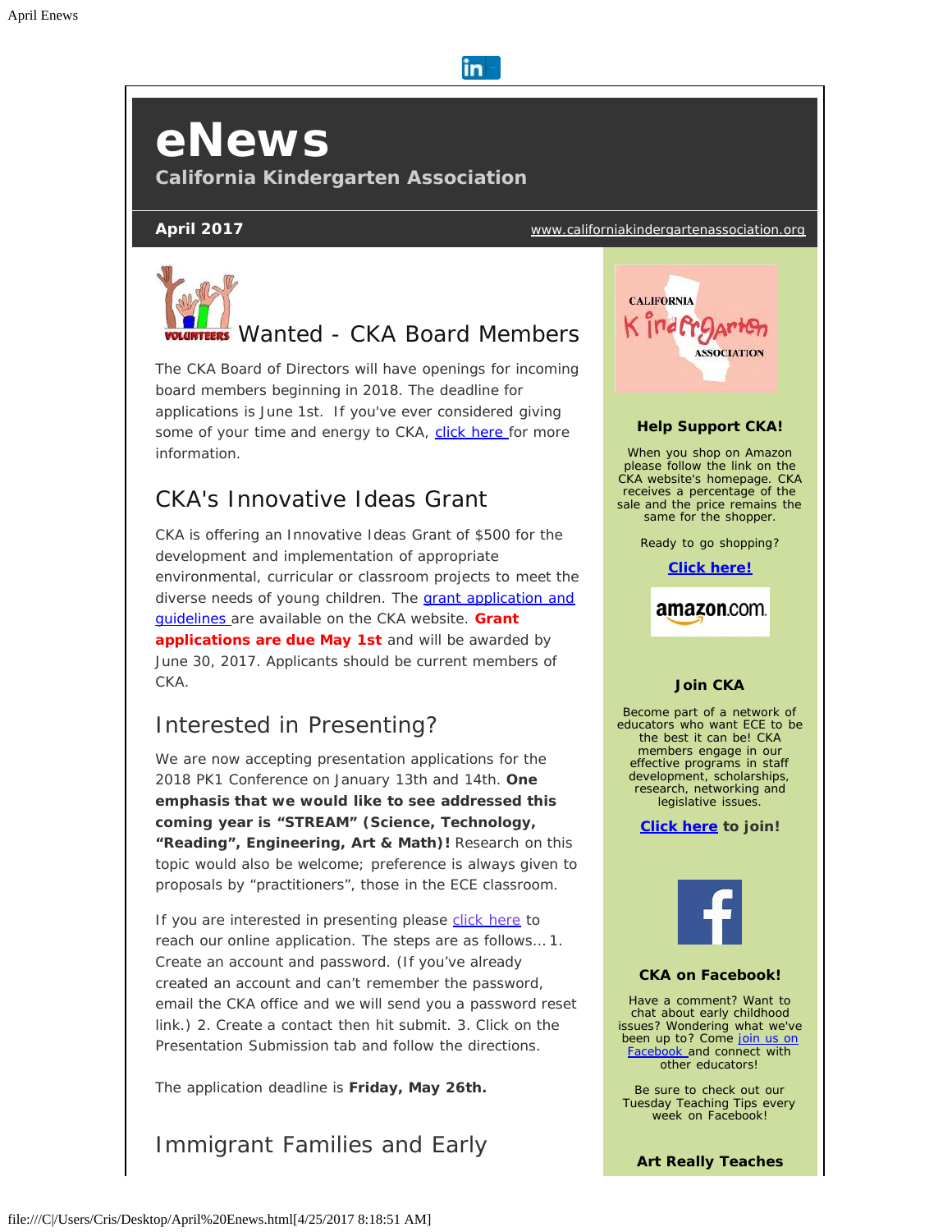# eNews

## California Kindergarten Association

**April 2017** www.californiakindergartenassociation.org

## Wanted - CKA Board Members

The CKA Board of Directors will have openings for incoming board members beginning in 2018. The deadline for applications is June 1st. If you've ever considered giving some of your time and energy to CKA, click here for more information.

## CKA's Innovative Ideas Grant

CKA is offering an Innovative Ideas Grant of $500 for the development and implementation of appropriate environmental, curricular or classroom projects to meet the diverse needs of young children. The grant application and guidelines are available on the CKA website. **Grant applications are due May 1st** and will be awarded by June 30, 2017. Applicants should be current members of CKA.

## Interested in Presenting?

We are now accepting presentation applications for the 2018 PK1 Conference on January 13th and 14th. **One emphasis that we would like to see addressed this coming year is "STREAM" (Science, Technology, "Reading", Engineering, Art & Math)!** Research on this topic would also be welcome; preference is always given to proposals by "practitioners", those in the ECE classroom.

If you are interested in presenting please click here to reach our online application. The steps are as follows... 1. Create an account and password. (If you've already created an account and can't remember the password, email the CKA office and we will send you a password reset link.) 2. Create a contact then hit submit. 3. Click on the Presentation Submission tab and follow the directions.

The application deadline is **Friday, May 26th.**

## Immigrant Families and Early

### Help Support CKA!

When you shop on Amazon please follow the link on the CKA website's homepage. CKA receives a percentage of the sale and the price remains the same for the shopper.

Ready to go shopping?

**Click here!**

### Join CKA

Become part of a network of educators who want ECE to be the best it can be! CKA members engage in our effective programs in staff development, scholarships, research, networking and legislative issues.

**Click here to join!**

### CKA on Facebook!

Have a comment? Want to chat about early childhood issues? Wondering what we've been up to? Come join us on Facebook and connect with other educators!

Be sure to check out our Tuesday Teaching Tips every week on Facebook!

### Art Really Teaches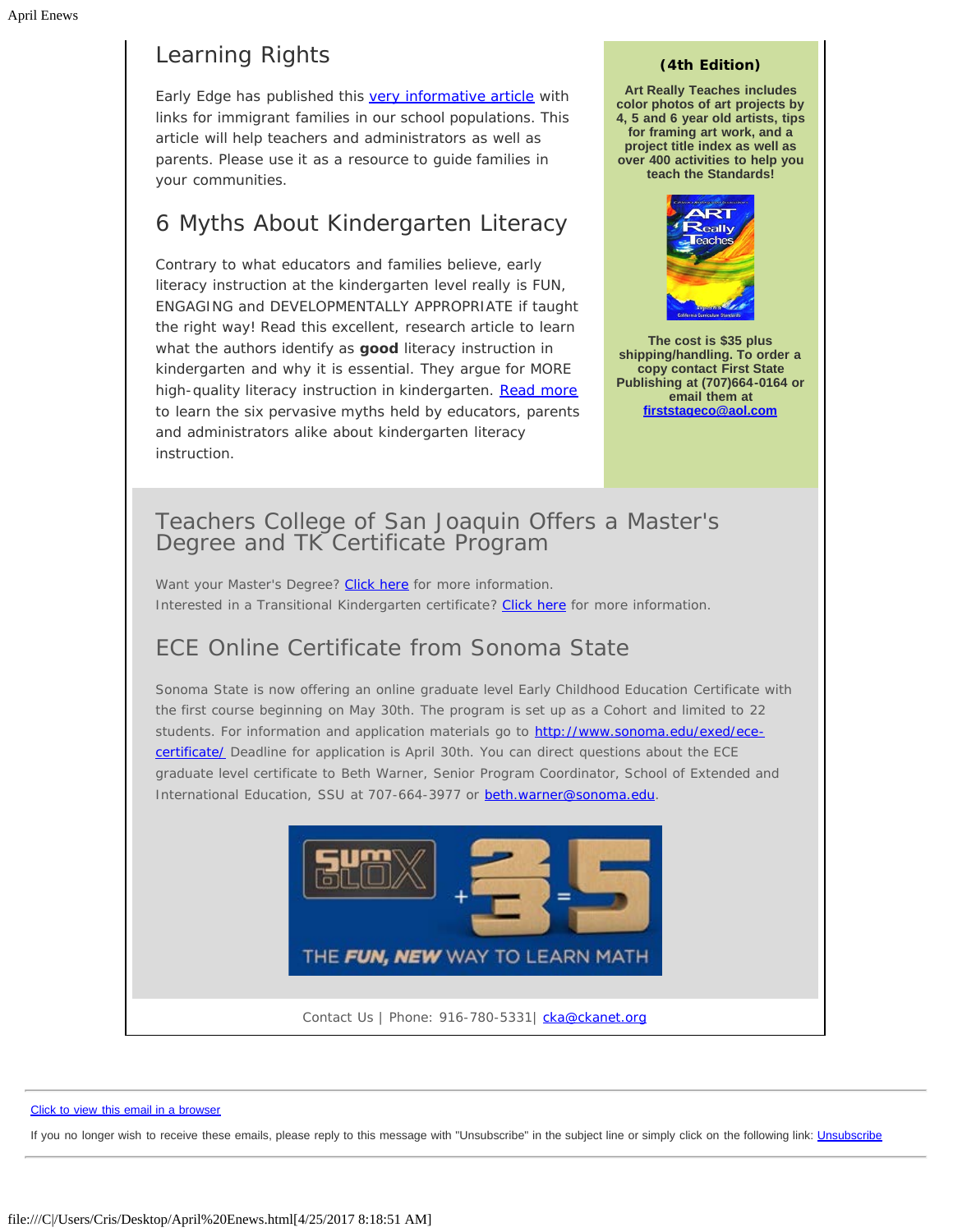## Learning Rights

Early Edge has published this very informative article with links for immigrant families in our school populations. This article will help teachers and administrators as well as parents. Please use it as a resource to guide families in your communities.

## 6 Myths About Kindergarten Literacy

Contrary to what educators and families believe, early literacy instruction at the kindergarten level really is FUN, ENGAGING and DEVELOPMENTALLY APPROPRIATE if taught the right way! Read this excellent, research article to learn what the authors identify as **good** literacy instruction in kindergarten and why it is essential. They argue for MORE high-quality literacy instruction in kindergarten. Read more to learn the six pervasive myths held by educators, parents and administrators alike about kindergarten literacy instruction.

**(4th Edition)**

**Art Really Teaches includes color photos of art projects by 4, 5 and 6 year old artists, tips for framing art work, and a project title index as well as over 400 activities to help you teach the Standards!**

**The cost is $35 plus shipping/handling. To order a copy contact First State Publishing at (707)664-0164 or email them at firststageco@aol.com**

## Teachers College of San Joaquin Offers a Master's Degree and TK Certificate Program

Want your Master's Degree? Click here for more information.
Interested in a Transitional Kindergarten certificate? Click here for more information.

## ECE Online Certificate from Sonoma State

Sonoma State is now offering an online graduate level Early Childhood Education Certificate with the first course beginning on May 30th. The program is set up as a Cohort and limited to 22 students. For information and application materials go to http://www.sonoma.edu/exed/ece-certificate/ Deadline for application is April 30th. You can direct questions about the ECE graduate level certificate to Beth Warner, Senior Program Coordinator, School of Extended and International Education, SSU at 707-664-3977 or beth.warner@sonoma.edu.

Contact Us | Phone: 916-780-5331| cka@ckanet.org

Click to view this email in a browser

If you no longer wish to receive these emails, please reply to this message with "Unsubscribe" in the subject line or simply click on the following link: Unsubscribe